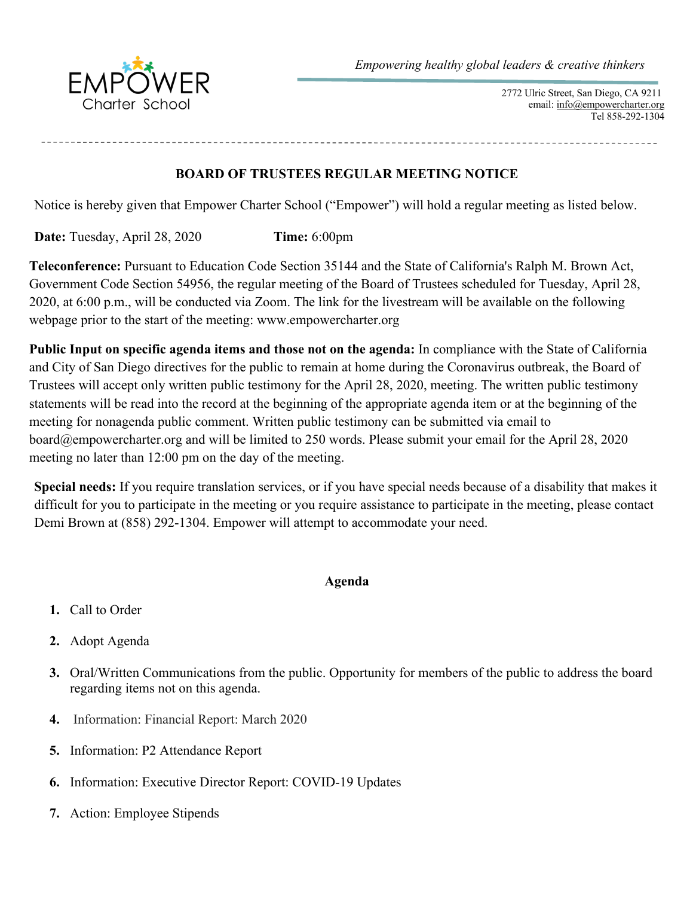EMPOWER Charter School

*Empowering healthy global leaders & creative thinkers*

2772 Ulric Street, San Diego, CA 9211
email: info@empowercharter.org
Tel 858-292-1304

## BOARD OF TRUSTEES REGULAR MEETING NOTICE

Notice is hereby given that Empower Charter School ("Empower") will hold a regular meeting as listed below.

**Date:** Tuesday, April 28, 2020 **Time:** 6:00pm

**Teleconference:** Pursuant to Education Code Section 35144 and the State of California's Ralph M. Brown Act, Government Code Section 54956, the regular meeting of the Board of Trustees scheduled for Tuesday, April 28, 2020, at 6:00 p.m., will be conducted via Zoom. The link for the livestream will be available on the following webpage prior to the start of the meeting: www.empowercharter.org

**Public Input on specific agenda items and those not on the agenda:** In compliance with the State of California and City of San Diego directives for the public to remain at home during the Coronavirus outbreak, the Board of Trustees will accept only written public testimony for the April 28, 2020, meeting. The written public testimony statements will be read into the record at the beginning of the appropriate agenda item or at the beginning of the meeting for nonagenda public comment. Written public testimony can be submitted via email to board@empowercharter.org and will be limited to 250 words. Please submit your email for the April 28, 2020 meeting no later than 12:00 pm on the day of the meeting.

**Special needs:** If you require translation services, or if you have special needs because of a disability that makes it difficult for you to participate in the meeting or you require assistance to participate in the meeting, please contact Demi Brown at (858) 292-1304. Empower will attempt to accommodate your need.

### Agenda

1. Call to Order
2. Adopt Agenda
3. Oral/Written Communications from the public. Opportunity for members of the public to address the board regarding items not on this agenda.
4. Information: Financial Report: March 2020
5. Information: P2 Attendance Report
6. Information: Executive Director Report: COVID-19 Updates
7. Action: Employee Stipends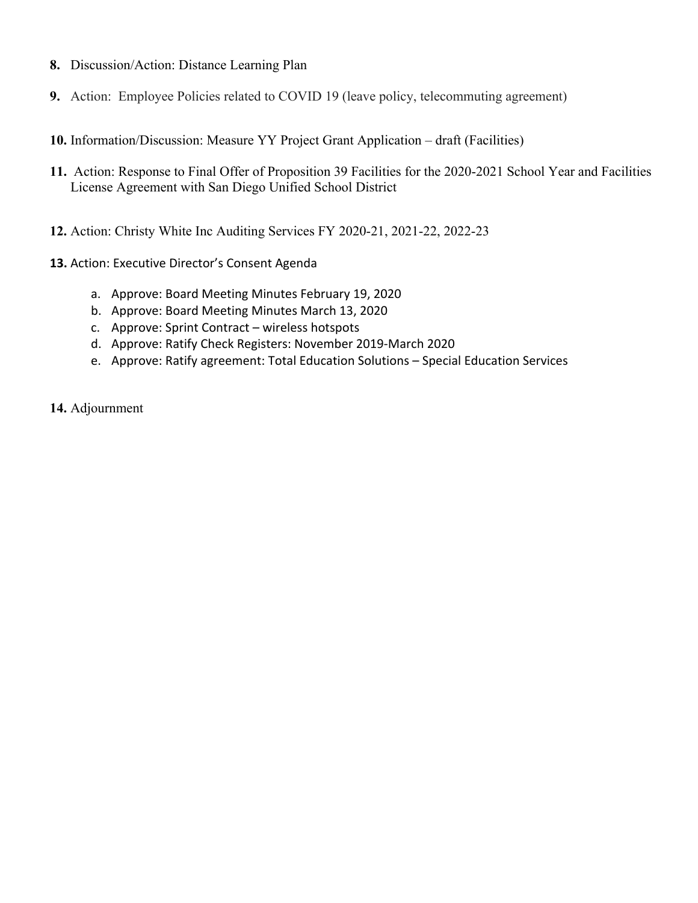**8.** Discussion/Action: Distance Learning Plan

**9.** Action: Employee Policies related to COVID 19 (leave policy, telecommuting agreement)

**10.** Information/Discussion: Measure YY Project Grant Application – draft (Facilities)

**11.** Action: Response to Final Offer of Proposition 39 Facilities for the 2020-2021 School Year and Facilities License Agreement with San Diego Unified School District

**12.** Action: Christy White Inc Auditing Services FY 2020-21, 2021-22, 2022-23

**13.** Action: Executive Director's Consent Agenda

a. Approve: Board Meeting Minutes February 19, 2020
b. Approve: Board Meeting Minutes March 13, 2020
c. Approve: Sprint Contract – wireless hotspots
d. Approve: Ratify Check Registers: November 2019-March 2020
e. Approve: Ratify agreement: Total Education Solutions – Special Education Services

**14.** Adjournment